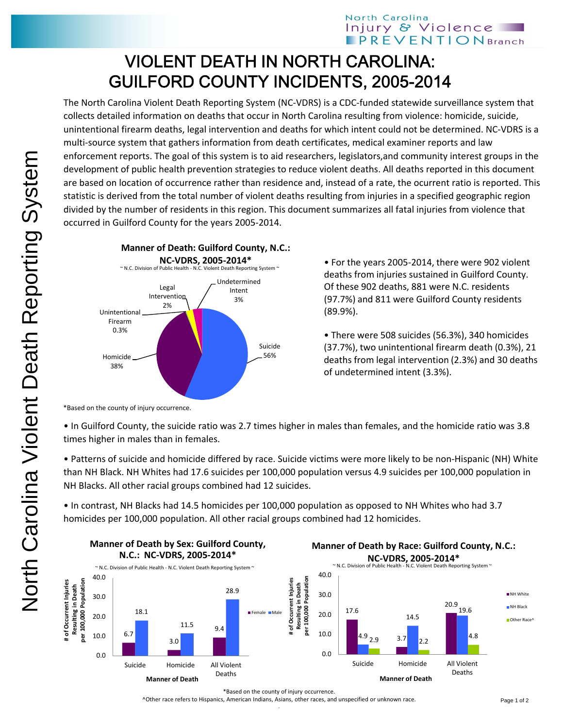# VIOLENT DEATH IN NORTH CAROLINA: GUILFORD COUNTY INCIDENTS, 2005-2014

The North Carolina Violent Death Reporting System (NC-VDRS) is a CDC-funded statewide surveillance system that collects detailed information on deaths that occur in North Carolina resulting from violence: homicide, suicide, unintentional firearm deaths, legal intervention and deaths for which intent could not be determined. NC-VDRS is a multi-source system that gathers information from death certificates, medical examiner reports and law enforcement reports. The goal of this system is to aid researchers, legislators,and community interest groups in the development of public health prevention strategies to reduce violent deaths. All deaths reported in this document are based on location of occurrence rather than residence and, instead of a rate, the ocurrent ratio is reported. This statistic is derived from the total number of violent deaths resulting from injuries in a specified geographic region divided by the number of residents in this region. This document summarizes all fatal injuries from violence that occurred in Guilford County for the years 2005-2014.

**Manner of Death: Guilford County, N.C.: NC-VDRS, 2005-2014***

~ N.C. Division of Public Health - N.C. Violent Death Reporting System ~

| Manner of Death | Percent |
|---|---|
| Suicide | 56% |
| Homicide | 38% |
| Unintentional Firearm | 0.3% |
| Legal Intervention | 2% |
| Undetermined Intent | 3% |

*Based on the county of injury occurrence.

- For the years 2005-2014, there were 902 violent deaths from injuries sustained in Guilford County. Of these 902 deaths, 881 were N.C. residents (97.7%) and 811 were Guilford County residents (89.9%).
- There were 508 suicides (56.3%), 340 homicides (37.7%), two unintentional firearm death (0.3%), 21 deaths from legal intervention (2.3%) and 30 deaths of undetermined intent (3.3%).
- In Guilford County, the suicide ratio was 2.7 times higher in males than females, and the homicide ratio was 3.8 times higher in males than in females.
- Patterns of suicide and homicide differed by race. Suicide victims were more likely to be non-Hispanic (NH) White than NH Black. NH Whites had 17.6 suicides per 100,000 population versus 4.9 suicides per 100,000 population in NH Blacks. All other racial groups combined had 12 suicides.
- In contrast, NH Blacks had 14.5 homicides per 100,000 population as opposed to NH Whites who had 3.7 homicides per 100,000 population. All other racial groups combined had 12 homicides.

**Manner of Death by Sex: Guilford County, N.C.: NC-VDRS, 2005-2014***

~ N.C. Division of Public Health - N.C. Violent Death Reporting System ~

# of Occurrent Injuries Resulting in Death per 100,000 Population

| Manner of Death | Female | Male |
|---|---|---|
| Suicide | 6.7 | 18.1 |
| Homicide | 3.0 | 11.5 |
| All Violent Deaths | 9.4 | 28.9 |

**Manner of Death by Race: Guilford County, N.C.: NC-VDRS, 2005-2014***

~ N.C. Division of Public Health - N.C. Violent Death Reporting System ~

# of Occurrent Injuries Resulting in Death per 100,000 Population

| Manner of Death | NH White | NH Black | Other Race^ |
|---|---|---|---|
| Suicide | 17.6 | 4.9 | 2.9 |
| Homicide | 3.7 | 14.5 | 2.2 |
| All Violent Deaths | 20.9 | 19.6 | 4.8 |

*Based on the county of injury occurrence.

^Other race refers to Hispanics, American Indians, Asians, other races, and unspecified or unknown race.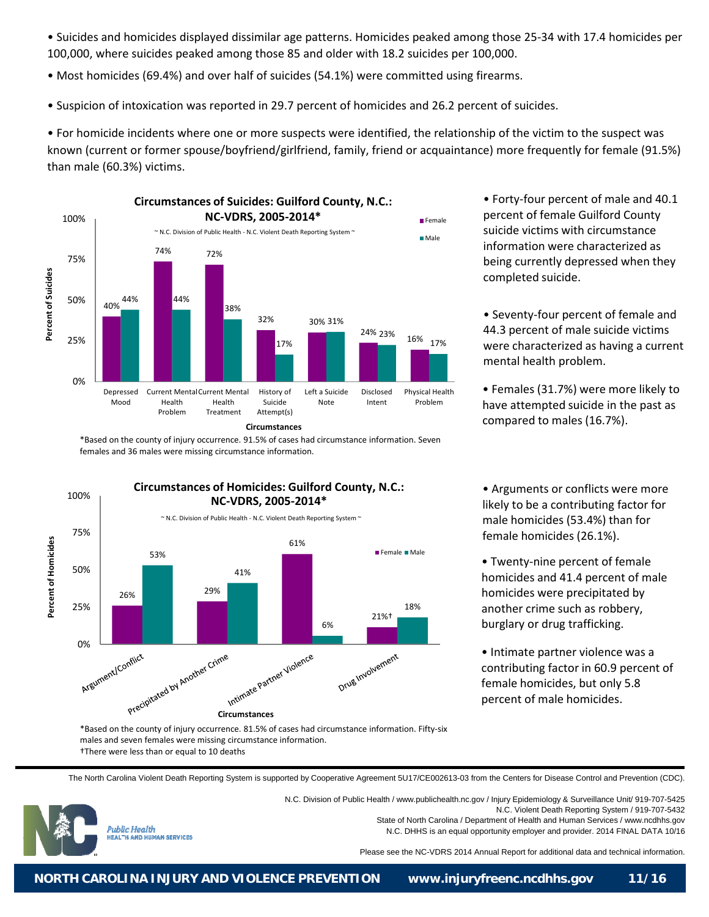- Suicides and homicides displayed dissimilar age patterns. Homicides peaked among those 25-34 with 17.4 homicides per 100,000, where suicides peaked among those 85 and older with 18.2 suicides per 100,000.
- Most homicides (69.4%) and over half of suicides (54.1%) were committed using firearms.
- Suspicion of intoxication was reported in 29.7 percent of homicides and 26.2 percent of suicides.
- For homicide incidents where one or more suspects were identified, the relationship of the victim to the suspect was known (current or former spouse/boyfriend/girlfriend, family, friend or acquaintance) more frequently for female (91.5%) than male (60.3%) victims.

**Circumstances of Suicides: Guilford County, N.C.: NC-VDRS, 2005-2014***

~ N.C. Division of Public Health - N.C. Violent Death Reporting System ~

Female
Male

Percent of Suicides

100%
75%
50%
25%
0%

Depressed Mood: 40% 44%
Current Mental Health Problem: 74% 44%
Current Mental Health Treatment: 72% 38%
History of Suicide Attempt(s): 32% 17%
Left a Suicide Note: 30% 31%
Disclosed Intent: 24% 23%
Physical Health Problem: 16% 17%

Circumstances

*Based on the county of injury occurrence. 91.5% of cases had circumstance information. Seven females and 36 males were missing circumstance information.

- Forty-four percent of male and 40.1 percent of female Guilford County suicide victims with circumstance information were characterized as being currently depressed when they completed suicide.
- Seventy-four percent of female and 44.3 percent of male suicide victims were characterized as having a current mental health problem.
- Females (31.7%) were more likely to have attempted suicide in the past as compared to males (16.7%).

**Circumstances of Homicides: Guilford County, N.C.: NC-VDRS, 2005-2014***

~ N.C. Division of Public Health - N.C. Violent Death Reporting System ~

Female
Male

Percent of Homicides

100%
75%
50%
25%
0%

Argument/Conflict: 26% 53%
Precipitated by Another Crime: 29% 41%
Intimate Partner Violence: 61% 6%
Drug Involvement: 21%† 18%

Circumstances

*Based on the county of injury occurrence. 81.5% of cases had circumstance information. Fifty-six males and seven females were missing circumstance information.
†There were less than or equal to 10 deaths

- Arguments or conflicts were more likely to be a contributing factor for male homicides (53.4%) than for female homicides (26.1%).
- Twenty-nine percent of female homicides and 41.4 percent of male homicides were precipitated by another crime such as robbery, burglary or drug trafficking.
- Intimate partner violence was a contributing factor in 60.9 percent of female homicides, but only 5.8 percent of male homicides.

The North Carolina Violent Death Reporting System is supported by Cooperative Agreement 5U17/CE002613-03 from the Centers for Disease Control and Prevention (CDC).

N.C. Division of Public Health / www.publichealth.nc.gov / Injury Epidemiology & Surveillance Unit/ 919-707-5425
N.C. Violent Death Reporting System / 919-707-5432
State of North Carolina / Department of Health and Human Services / www.ncdhhs.gov
N.C. DHHS is an equal opportunity employer and provider. 2014 FINAL DATA 10/16

Please see the NC-VDRS 2014 Annual Report for additional data and technical information.